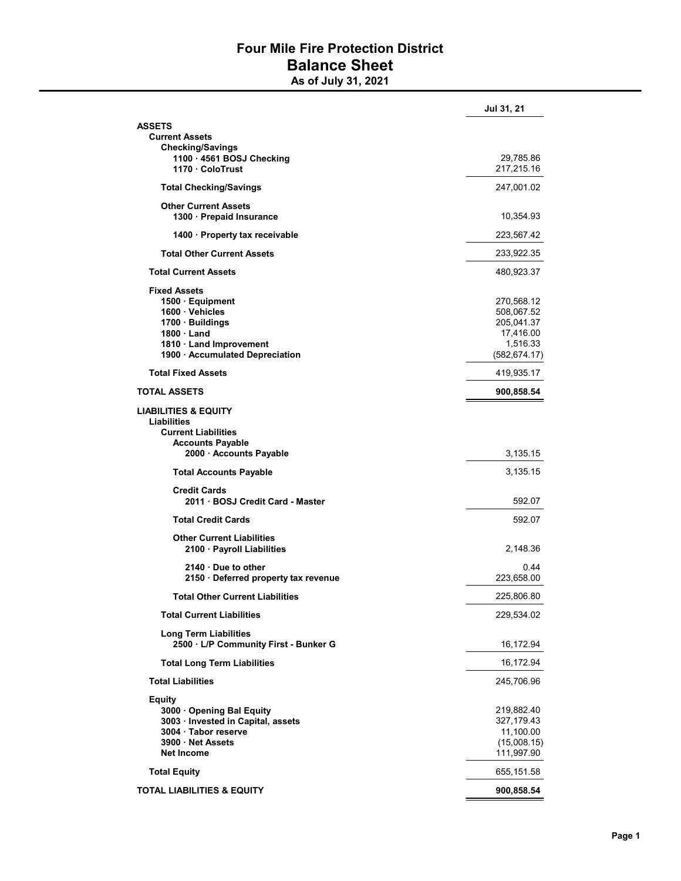# Four Mile Fire Protection District
## Balance Sheet
### As of July 31, 2021

| | Jul 31, 21 |
|---|---|
| **ASSETS** | |
| **Current Assets** | |
| **Checking/Savings** | |
| **1100 · 4561 BOSJ Checking** | 29,785.86 |
| **1170 · ColoTrust** | 217,215.16 |
| **Total Checking/Savings** | 247,001.02 |
| **Other Current Assets** | |
| **1300 · Prepaid Insurance** | 10,354.93 |
| **1400 · Property tax receivable** | 223,567.42 |
| **Total Other Current Assets** | 233,922.35 |
| **Total Current Assets** | 480,923.37 |
| **Fixed Assets** | |
| **1500 · Equipment** | 270,568.12 |
| **1600 · Vehicles** | 508,067.52 |
| **1700 · Buildings** | 205,041.37 |
| **1800 · Land** | 17,416.00 |
| **1810 · Land Improvement** | 1,516.33 |
| **1900 · Accumulated Depreciation** | (582,674.17) |
| **Total Fixed Assets** | 419,935.17 |
| **TOTAL ASSETS** | **900,858.54** |
| **LIABILITIES & EQUITY** | |
| **Liabilities** | |
| **Current Liabilities** | |
| **Accounts Payable** | |
| **2000 · Accounts Payable** | 3,135.15 |
| **Total Accounts Payable** | 3,135.15 |
| **Credit Cards** | |
| **2011 · BOSJ Credit Card - Master** | 592.07 |
| **Total Credit Cards** | 592.07 |
| **Other Current Liabilities** | |
| **2100 · Payroll Liabilities** | 2,148.36 |
| **2140 · Due to other** | 0.44 |
| **2150 · Deferred property tax revenue** | 223,658.00 |
| **Total Other Current Liabilities** | 225,806.80 |
| **Total Current Liabilities** | 229,534.02 |
| **Long Term Liabilities** | |
| **2500 · L/P Community First - Bunker G** | 16,172.94 |
| **Total Long Term Liabilities** | 16,172.94 |
| **Total Liabilities** | 245,706.96 |
| **Equity** | |
| **3000 · Opening Bal Equity** | 219,882.40 |
| **3003 · Invested in Capital, assets** | 327,179.43 |
| **3004 · Tabor reserve** | 11,100.00 |
| **3900 · Net Assets** | (15,008.15) |
| **Net Income** | 111,997.90 |
| **Total Equity** | 655,151.58 |
| **TOTAL LIABILITIES & EQUITY** | **900,858.54** |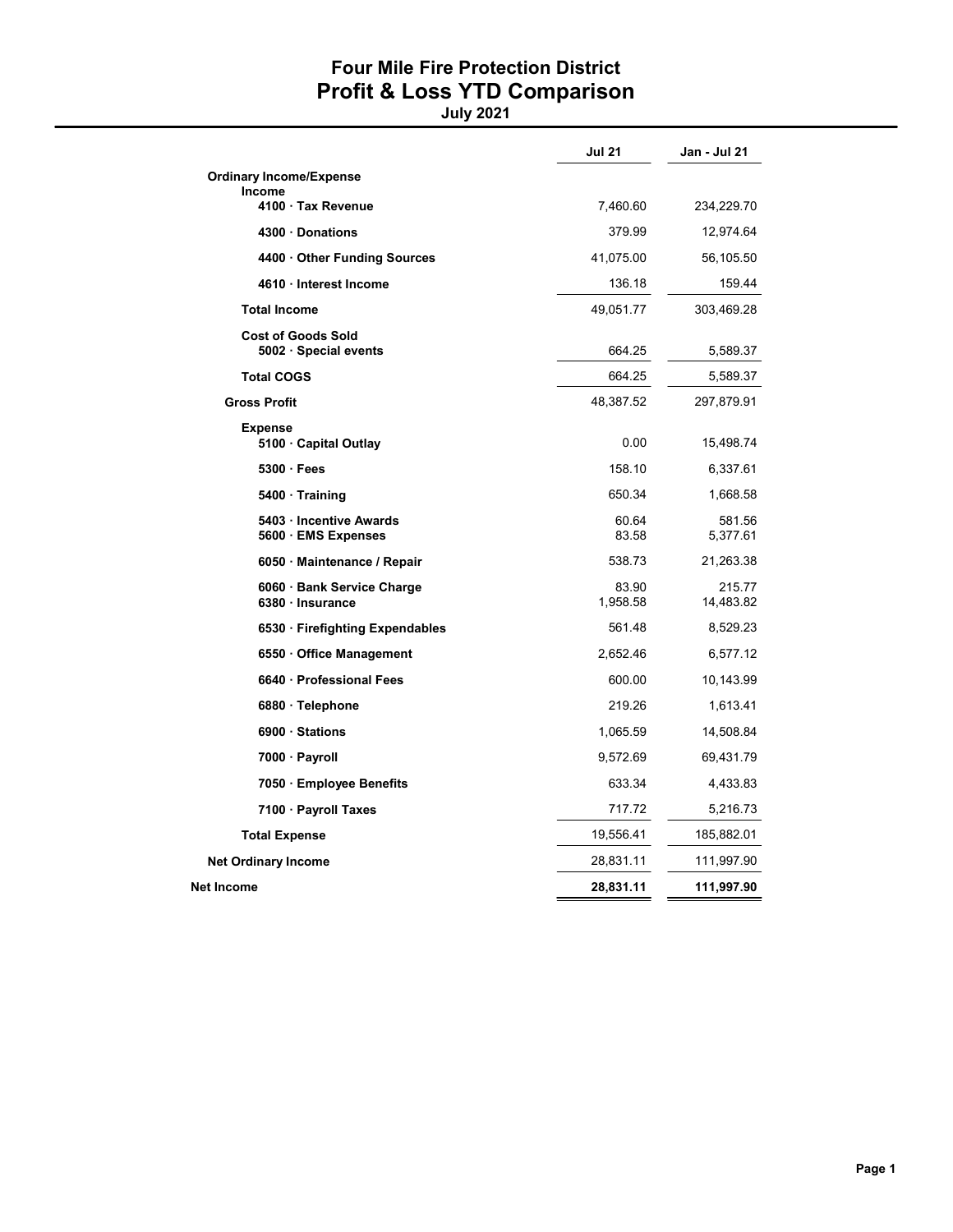# Four Mile Fire Protection District
## Profit & Loss YTD Comparison
### July 2021

| | Jul 21 | Jan - Jul 21 |
|---|---|---|
| **Ordinary Income/Expense** | | |
| **Income** | | |
| **4100 · Tax Revenue** | 7,460.60 | 234,229.70 |
| **4300 · Donations** | 379.99 | 12,974.64 |
| **4400 · Other Funding Sources** | 41,075.00 | 56,105.50 |
| **4610 · Interest Income** | 136.18 | 159.44 |
| **Total Income** | 49,051.77 | 303,469.28 |
| **Cost of Goods Sold** | | |
| **5002 · Special events** | 664.25 | 5,589.37 |
| **Total COGS** | 664.25 | 5,589.37 |
| **Gross Profit** | 48,387.52 | 297,879.91 |
| **Expense** | | |
| **5100 · Capital Outlay** | 0.00 | 15,498.74 |
| **5300 · Fees** | 158.10 | 6,337.61 |
| **5400 · Training** | 650.34 | 1,668.58 |
| **5403 · Incentive Awards** | 60.64 | 581.56 |
| **5600 · EMS Expenses** | 83.58 | 5,377.61 |
| **6050 · Maintenance / Repair** | 538.73 | 21,263.38 |
| **6060 · Bank Service Charge** | 83.90 | 215.77 |
| **6380 · Insurance** | 1,958.58 | 14,483.82 |
| **6530 · Firefighting Expendables** | 561.48 | 8,529.23 |
| **6550 · Office Management** | 2,652.46 | 6,577.12 |
| **6640 · Professional Fees** | 600.00 | 10,143.99 |
| **6880 · Telephone** | 219.26 | 1,613.41 |
| **6900 · Stations** | 1,065.59 | 14,508.84 |
| **7000 · Payroll** | 9,572.69 | 69,431.79 |
| **7050 · Employee Benefits** | 633.34 | 4,433.83 |
| **7100 · Payroll Taxes** | 717.72 | 5,216.73 |
| **Total Expense** | 19,556.41 | 185,882.01 |
| **Net Ordinary Income** | 28,831.11 | 111,997.90 |
| **Net Income** | **28,831.11** | **111,997.90** |